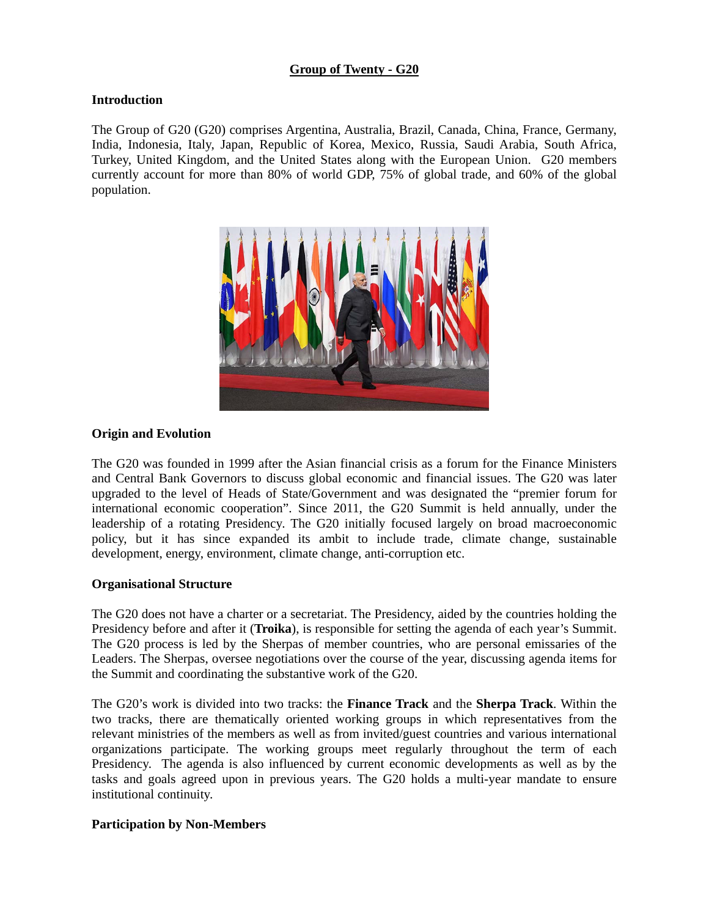# Group of Twenty - G20

## Introduction

The Group of G20 (G20) comprises Argentina, Australia, Brazil, Canada, China, France, Germany, India, Indonesia, Italy, Japan, Republic of Korea, Mexico, Russia, Saudi Arabia, South Africa, Turkey, United Kingdom, and the United States along with the European Union. G20 members currently account for more than 80% of world GDP, 75% of global trade, and 60% of the global population.

## Origin and Evolution

The G20 was founded in 1999 after the Asian financial crisis as a forum for the Finance Ministers and Central Bank Governors to discuss global economic and financial issues. The G20 was later upgraded to the level of Heads of State/Government and was designated the "premier forum for international economic cooperation". Since 2011, the G20 Summit is held annually, under the leadership of a rotating Presidency. The G20 initially focused largely on broad macroeconomic policy, but it has since expanded its ambit to include trade, climate change, sustainable development, energy, environment, climate change, anti-corruption etc.

## Organisational Structure

The G20 does not have a charter or a secretariat. The Presidency, aided by the countries holding the Presidency before and after it (**Troika**), is responsible for setting the agenda of each year's Summit. The G20 process is led by the Sherpas of member countries, who are personal emissaries of the Leaders. The Sherpas, oversee negotiations over the course of the year, discussing agenda items for the Summit and coordinating the substantive work of the G20.

The G20's work is divided into two tracks: the **Finance Track** and the **Sherpa Track**. Within the two tracks, there are thematically oriented working groups in which representatives from the relevant ministries of the members as well as from invited/guest countries and various international organizations participate. The working groups meet regularly throughout the term of each Presidency. The agenda is also influenced by current economic developments as well as by the tasks and goals agreed upon in previous years. The G20 holds a multi-year mandate to ensure institutional continuity.

## Participation by Non-Members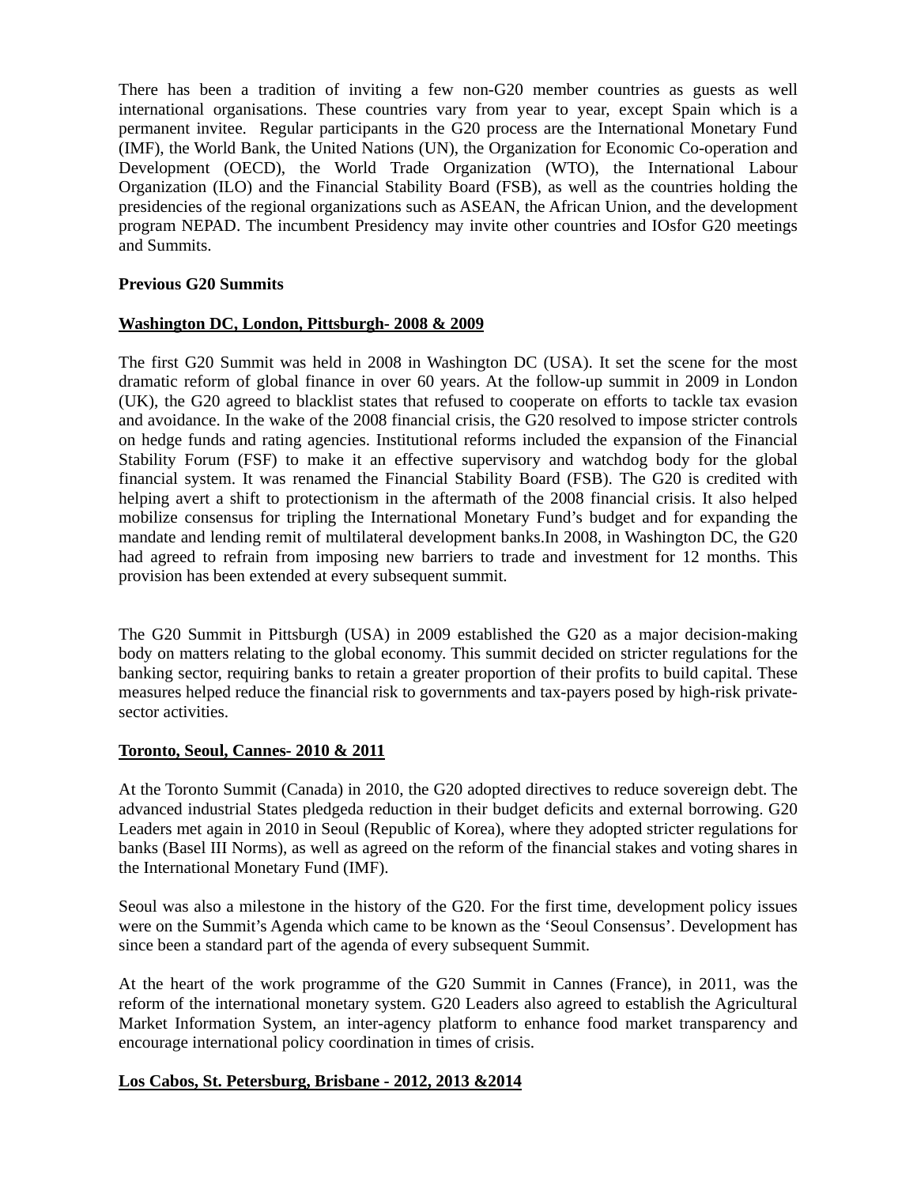There has been a tradition of inviting a few non-G20 member countries as guests as well international organisations. These countries vary from year to year, except Spain which is a permanent invitee. Regular participants in the G20 process are the International Monetary Fund (IMF), the World Bank, the United Nations (UN), the Organization for Economic Co-operation and Development (OECD), the World Trade Organization (WTO), the International Labour Organization (ILO) and the Financial Stability Board (FSB), as well as the countries holding the presidencies of the regional organizations such as ASEAN, the African Union, and the development program NEPAD. The incumbent Presidency may invite other countries and IOsfor G20 meetings and Summits.

**Previous G20 Summits**

**<u>Washington DC, London, Pittsburgh- 2008 & 2009</u>**

The first G20 Summit was held in 2008 in Washington DC (USA). It set the scene for the most dramatic reform of global finance in over 60 years. At the follow-up summit in 2009 in London (UK), the G20 agreed to blacklist states that refused to cooperate on efforts to tackle tax evasion and avoidance. In the wake of the 2008 financial crisis, the G20 resolved to impose stricter controls on hedge funds and rating agencies. Institutional reforms included the expansion of the Financial Stability Forum (FSF) to make it an effective supervisory and watchdog body for the global financial system. It was renamed the Financial Stability Board (FSB). The G20 is credited with helping avert a shift to protectionism in the aftermath of the 2008 financial crisis. It also helped mobilize consensus for tripling the International Monetary Fund's budget and for expanding the mandate and lending remit of multilateral development banks.In 2008, in Washington DC, the G20 had agreed to refrain from imposing new barriers to trade and investment for 12 months. This provision has been extended at every subsequent summit.

The G20 Summit in Pittsburgh (USA) in 2009 established the G20 as a major decision-making body on matters relating to the global economy. This summit decided on stricter regulations for the banking sector, requiring banks to retain a greater proportion of their profits to build capital. These measures helped reduce the financial risk to governments and tax-payers posed by high-risk private-sector activities.

**<u>Toronto, Seoul, Cannes- 2010 & 2011</u>**

At the Toronto Summit (Canada) in 2010, the G20 adopted directives to reduce sovereign debt. The advanced industrial States pledgeda reduction in their budget deficits and external borrowing. G20 Leaders met again in 2010 in Seoul (Republic of Korea), where they adopted stricter regulations for banks (Basel III Norms), as well as agreed on the reform of the financial stakes and voting shares in the International Monetary Fund (IMF).

Seoul was also a milestone in the history of the G20. For the first time, development policy issues were on the Summit's Agenda which came to be known as the 'Seoul Consensus'. Development has since been a standard part of the agenda of every subsequent Summit.

At the heart of the work programme of the G20 Summit in Cannes (France), in 2011, was the reform of the international monetary system. G20 Leaders also agreed to establish the Agricultural Market Information System, an inter-agency platform to enhance food market transparency and encourage international policy coordination in times of crisis.

**<u>Los Cabos, St. Petersburg, Brisbane - 2012, 2013 &2014</u>**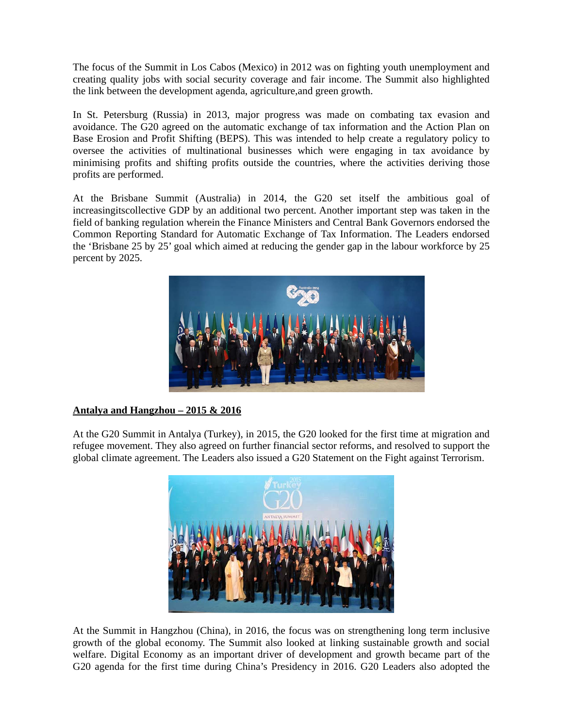The focus of the Summit in Los Cabos (Mexico) in 2012 was on fighting youth unemployment and creating quality jobs with social security coverage and fair income. The Summit also highlighted the link between the development agenda, agriculture,and green growth.

In St. Petersburg (Russia) in 2013, major progress was made on combating tax evasion and avoidance. The G20 agreed on the automatic exchange of tax information and the Action Plan on Base Erosion and Profit Shifting (BEPS). This was intended to help create a regulatory policy to oversee the activities of multinational businesses which were engaging in tax avoidance by minimising profits and shifting profits outside the countries, where the activities deriving those profits are performed.

At the Brisbane Summit (Australia) in 2014, the G20 set itself the ambitious goal of increasingitscollective GDP by an additional two percent. Another important step was taken in the field of banking regulation wherein the Finance Ministers and Central Bank Governors endorsed the Common Reporting Standard for Automatic Exchange of Tax Information. The Leaders endorsed the 'Brisbane 25 by 25' goal which aimed at reducing the gender gap in the labour workforce by 25 percent by 2025.

**Antalya and Hangzhou – 2015 & 2016**

At the G20 Summit in Antalya (Turkey), in 2015, the G20 looked for the first time at migration and refugee movement. They also agreed on further financial sector reforms, and resolved to support the global climate agreement. The Leaders also issued a G20 Statement on the Fight against Terrorism.

At the Summit in Hangzhou (China), in 2016, the focus was on strengthening long term inclusive growth of the global economy. The Summit also looked at linking sustainable growth and social welfare. Digital Economy as an important driver of development and growth became part of the G20 agenda for the first time during China's Presidency in 2016. G20 Leaders also adopted the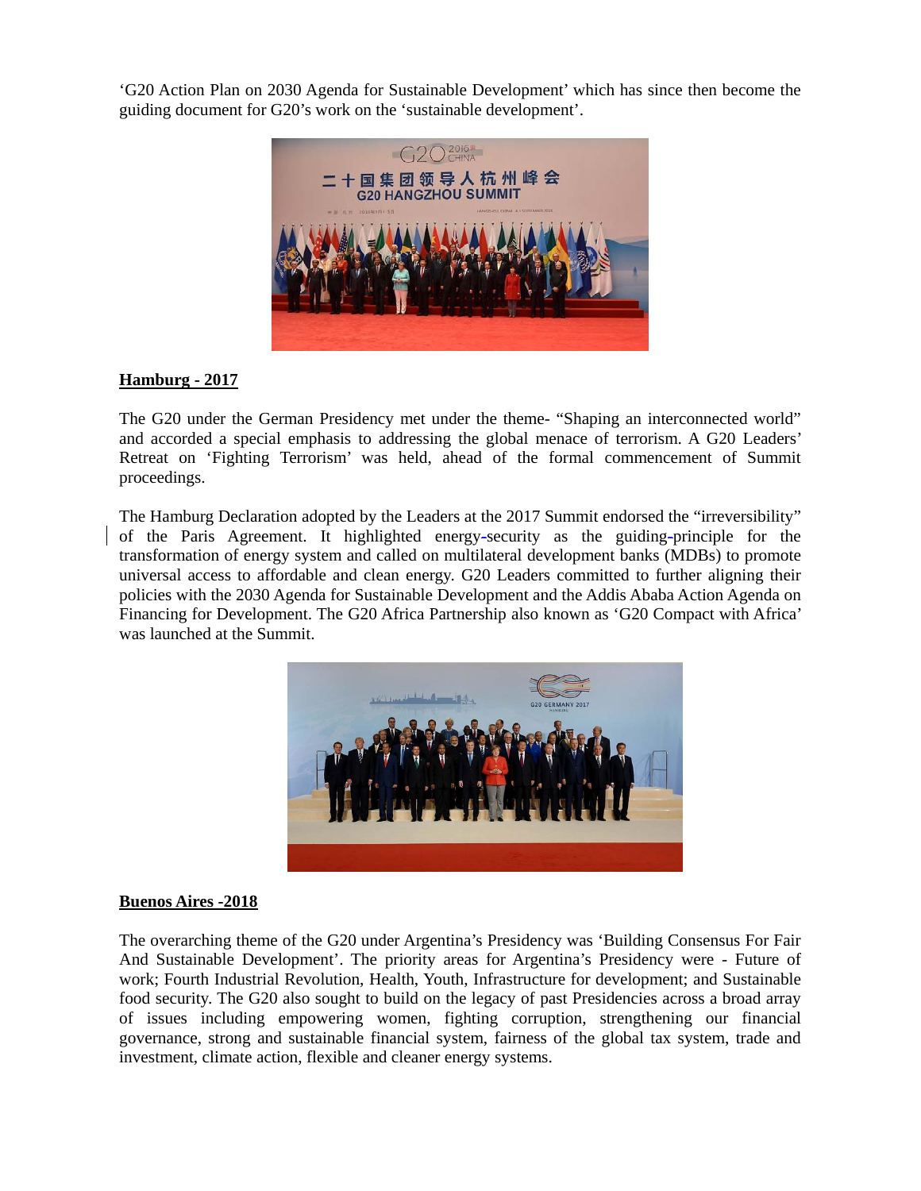'G20 Action Plan on 2030 Agenda for Sustainable Development' which has since then become the guiding document for G20's work on the 'sustainable development'.

**Hamburg - 2017**

The G20 under the German Presidency met under the theme- "Shaping an interconnected world" and accorded a special emphasis to addressing the global menace of terrorism. A G20 Leaders' Retreat on 'Fighting Terrorism' was held, ahead of the formal commencement of Summit proceedings.

The Hamburg Declaration adopted by the Leaders at the 2017 Summit endorsed the "irreversibility" of the Paris Agreement. It highlighted energy-security as the guiding-principle for the transformation of energy system and called on multilateral development banks (MDBs) to promote universal access to affordable and clean energy. G20 Leaders committed to further aligning their policies with the 2030 Agenda for Sustainable Development and the Addis Ababa Action Agenda on Financing for Development. The G20 Africa Partnership also known as 'G20 Compact with Africa' was launched at the Summit.

**Buenos Aires -2018**

The overarching theme of the G20 under Argentina's Presidency was 'Building Consensus For Fair And Sustainable Development'. The priority areas for Argentina's Presidency were - Future of work; Fourth Industrial Revolution, Health, Youth, Infrastructure for development; and Sustainable food security. The G20 also sought to build on the legacy of past Presidencies across a broad array of issues including empowering women, fighting corruption, strengthening our financial governance, strong and sustainable financial system, fairness of the global tax system, trade and investment, climate action, flexible and cleaner energy systems.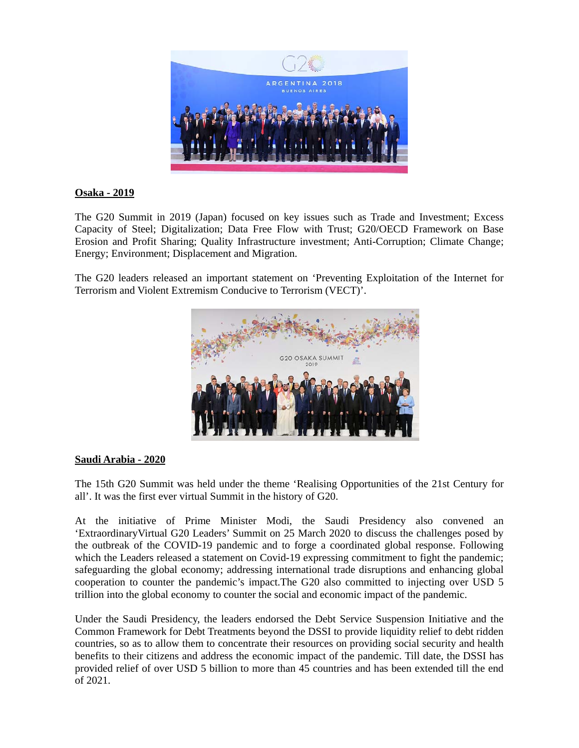**Osaka - 2019**

The G20 Summit in 2019 (Japan) focused on key issues such as Trade and Investment; Excess Capacity of Steel; Digitalization; Data Free Flow with Trust; G20/OECD Framework on Base Erosion and Profit Sharing; Quality Infrastructure investment; Anti-Corruption; Climate Change; Energy; Environment; Displacement and Migration.

The G20 leaders released an important statement on 'Preventing Exploitation of the Internet for Terrorism and Violent Extremism Conducive to Terrorism (VECT)'.

**Saudi Arabia - 2020**

The 15th G20 Summit was held under the theme 'Realising Opportunities of the 21st Century for all'. It was the first ever virtual Summit in the history of G20.

At the initiative of Prime Minister Modi, the Saudi Presidency also convened an 'ExtraordinaryVirtual G20 Leaders' Summit on 25 March 2020 to discuss the challenges posed by the outbreak of the COVID-19 pandemic and to forge a coordinated global response. Following which the Leaders released a statement on Covid-19 expressing commitment to fight the pandemic; safeguarding the global economy; addressing international trade disruptions and enhancing global cooperation to counter the pandemic's impact.The G20 also committed to injecting over USD 5 trillion into the global economy to counter the social and economic impact of the pandemic.

Under the Saudi Presidency, the leaders endorsed the Debt Service Suspension Initiative and the Common Framework for Debt Treatments beyond the DSSI to provide liquidity relief to debt ridden countries, so as to allow them to concentrate their resources on providing social security and health benefits to their citizens and address the economic impact of the pandemic. Till date, the DSSI has provided relief of over USD 5 billion to more than 45 countries and has been extended till the end of 2021.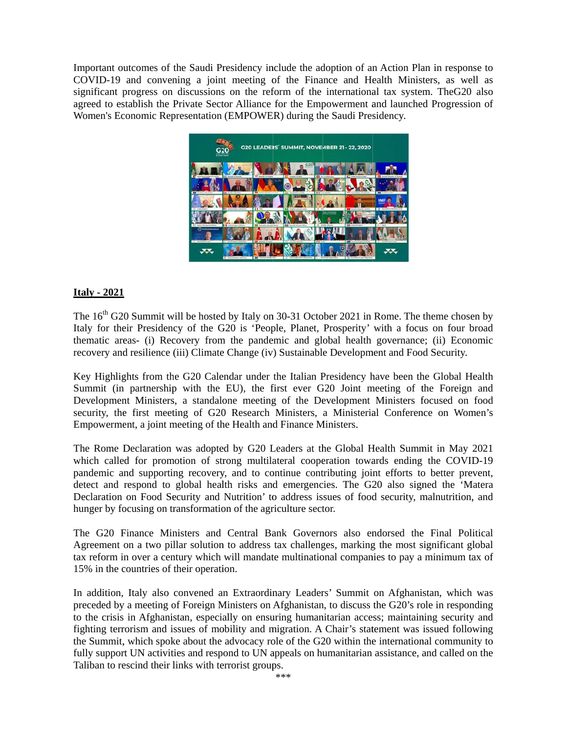Important outcomes of the Saudi Presidency include the adoption of an Action Plan in response to COVID-19 and convening a joint meeting of the Finance and Health Ministers, as well as significant progress on discussions on the reform of the international tax system. TheG20 also agreed to establish the Private Sector Alliance for the Empowerment and launched Progression of Women's Economic Representation (EMPOWER) during the Saudi Presidency.

**Italy - 2021**

The 16th G20 Summit will be hosted by Italy on 30-31 October 2021 in Rome. The theme chosen by Italy for their Presidency of the G20 is 'People, Planet, Prosperity' with a focus on four broad thematic areas- (i) Recovery from the pandemic and global health governance; (ii) Economic recovery and resilience (iii) Climate Change (iv) Sustainable Development and Food Security.

Key Highlights from the G20 Calendar under the Italian Presidency have been the Global Health Summit (in partnership with the EU), the first ever G20 Joint meeting of the Foreign and Development Ministers, a standalone meeting of the Development Ministers focused on food security, the first meeting of G20 Research Ministers, a Ministerial Conference on Women's Empowerment, a joint meeting of the Health and Finance Ministers.

The Rome Declaration was adopted by G20 Leaders at the Global Health Summit in May 2021 which called for promotion of strong multilateral cooperation towards ending the COVID-19 pandemic and supporting recovery, and to continue contributing joint efforts to better prevent, detect and respond to global health risks and emergencies. The G20 also signed the 'Matera Declaration on Food Security and Nutrition' to address issues of food security, malnutrition, and hunger by focusing on transformation of the agriculture sector.

The G20 Finance Ministers and Central Bank Governors also endorsed the Final Political Agreement on a two pillar solution to address tax challenges, marking the most significant global tax reform in over a century which will mandate multinational companies to pay a minimum tax of 15% in the countries of their operation.

In addition, Italy also convened an Extraordinary Leaders' Summit on Afghanistan, which was preceded by a meeting of Foreign Ministers on Afghanistan, to discuss the G20's role in responding to the crisis in Afghanistan, especially on ensuring humanitarian access; maintaining security and fighting terrorism and issues of mobility and migration. A Chair's statement was issued following the Summit, which spoke about the advocacy role of the G20 within the international community to fully support UN activities and respond to UN appeals on humanitarian assistance, and called on the Taliban to rescind their links with terrorist groups.

***